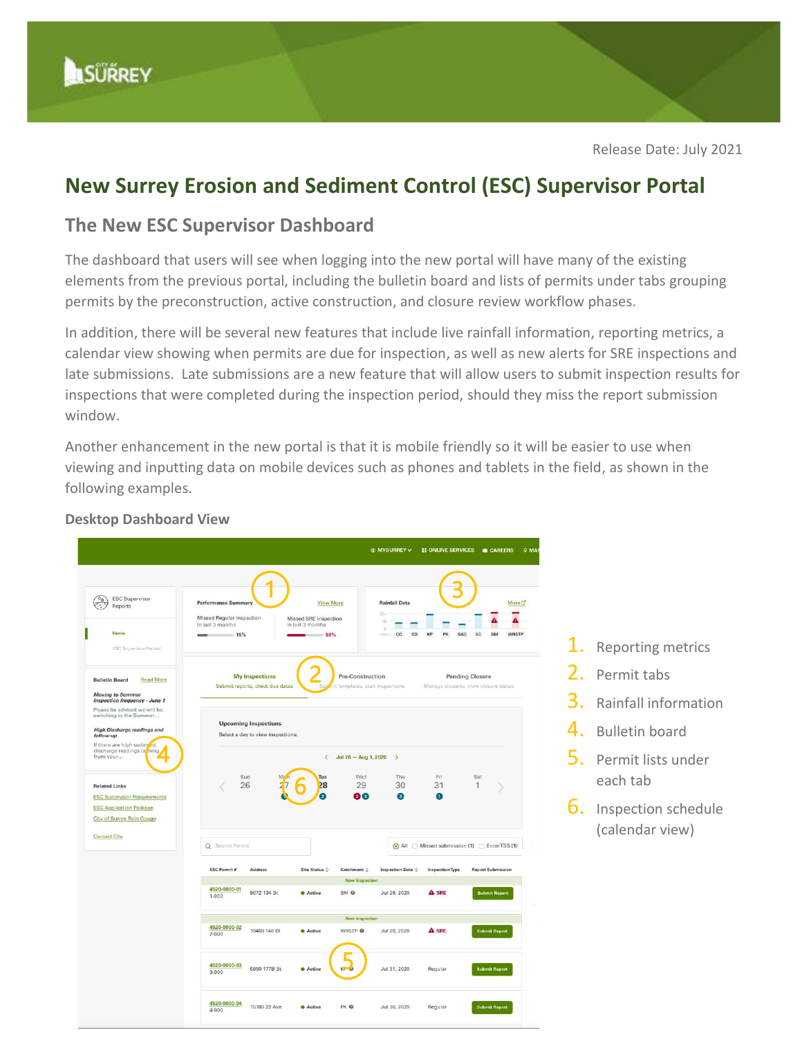Release Date: July 2021

# New Surrey Erosion and Sediment Control (ESC) Supervisor Portal

## The New ESC Supervisor Dashboard

The dashboard that users will see when logging into the new portal will have many of the existing elements from the previous portal, including the bulletin board and lists of permits under tabs grouping permits by the preconstruction, active construction, and closure review workflow phases.

In addition, there will be several new features that include live rainfall information, reporting metrics, a calendar view showing when permits are due for inspection, as well as new alerts for SRE inspections and late submissions. Late submissions are a new feature that will allow users to submit inspection results for inspections that were completed during the inspection period, should they miss the report submission window.

Another enhancement in the new portal is that it is mobile friendly so it will be easier to use when viewing and inputting data on mobile devices such as phones and tablets in the field, as shown in the following examples.

### Desktop Dashboard View

1. Reporting metrics
2. Permit tabs
3. Rainfall information
4. Bulletin board
5. Permit lists under each tab
6. Inspection schedule (calendar view)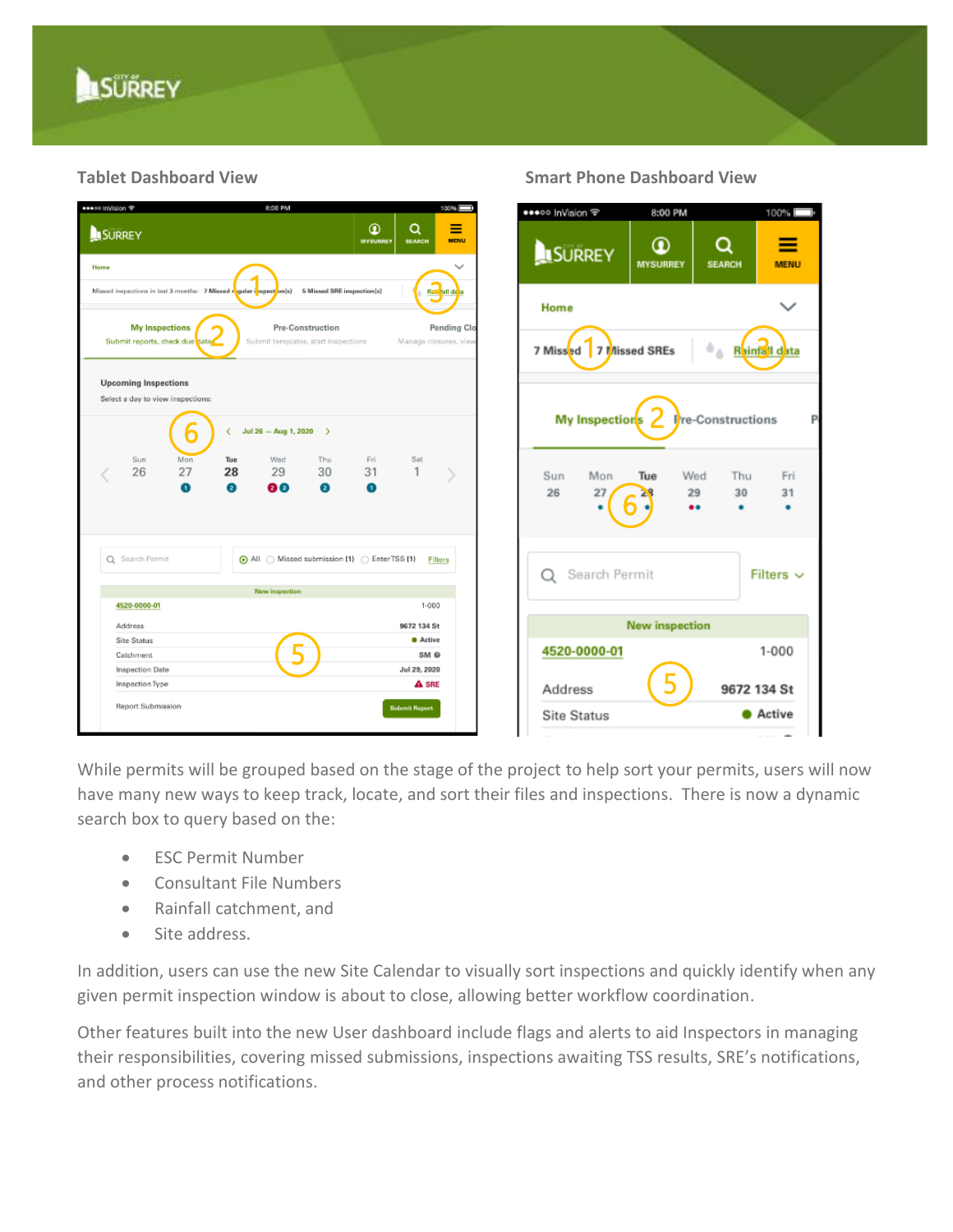**Tablet Dashboard View**

**Smart Phone Dashboard View**

While permits will be grouped based on the stage of the project to help sort your permits, users will now have many new ways to keep track, locate, and sort their files and inspections. There is now a dynamic search box to query based on the:

- ESC Permit Number
- Consultant File Numbers
- Rainfall catchment, and
- Site address.

In addition, users can use the new Site Calendar to visually sort inspections and quickly identify when any given permit inspection window is about to close, allowing better workflow coordination.

Other features built into the new User dashboard include flags and alerts to aid Inspectors in managing their responsibilities, covering missed submissions, inspections awaiting TSS results, SRE's notifications, and other process notifications.